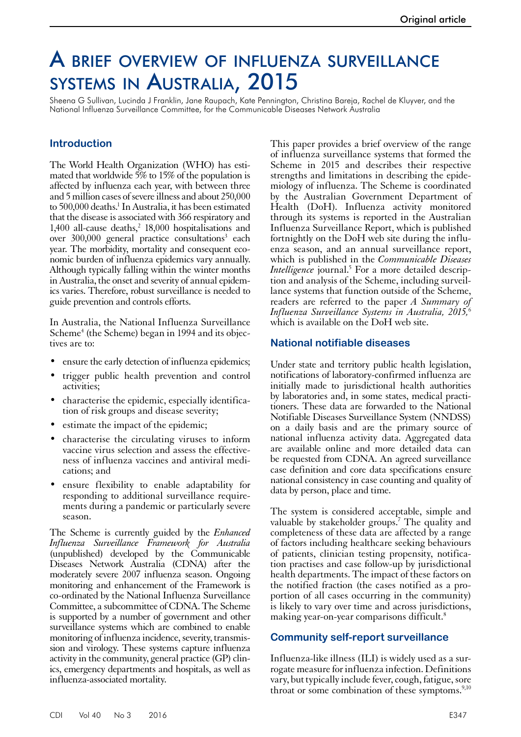# A brief overview of influenza surveillance systems in Australia, 2015

Sheena G Sullivan, Lucinda J Franklin, Jane Raupach, Kate Pennington, Christina Bareja, Rachel de Kluyver, and the National Influenza Surveillance Committee, for the Communicable Diseases Network Australia

## Introduction

The World Health Organization (WHO) has estimated that worldwide 5% to 15% of the population is affected by influenza each year, with between three and 5 million cases of severe illness and about 250,000 to 500,000 deaths.[1] In Australia, it has been estimated that the disease is associated with 366 respiratory and 1,400 all-cause deaths,[2] 18,000 hospitalisations and over 300,000 general practice consultations[3] each year. The morbidity, mortality and consequent economic burden of influenza epidemics vary annually. Although typically falling within the winter months in Australia, the onset and severity of annual epidemics varies. Therefore, robust surveillance is needed to guide prevention and controls efforts.

In Australia, the National Influenza Surveillance Scheme[4] (the Scheme) began in 1994 and its objectives are to:

- ensure the early detection of influenza epidemics;
- trigger public health prevention and control activities;
- characterise the epidemic, especially identification of risk groups and disease severity;
- estimate the impact of the epidemic;
- characterise the circulating viruses to inform vaccine virus selection and assess the effectiveness of influenza vaccines and antiviral medications; and
- ensure flexibility to enable adaptability for responding to additional surveillance requirements during a pandemic or particularly severe season.

The Scheme is currently guided by the *Enhanced Influenza Surveillance Framework for Australia* (unpublished) developed by the Communicable Diseases Network Australia (CDNA) after the moderately severe 2007 influenza season. Ongoing monitoring and enhancement of the Framework is co-ordinated by the National Influenza Surveillance Committee, a subcommittee of CDNA. The Scheme is supported by a number of government and other surveillance systems which are combined to enable monitoring of influenza incidence, severity, transmission and virology. These systems capture influenza activity in the community, general practice (GP) clinics, emergency departments and hospitals, as well as influenza-associated mortality.

This paper provides a brief overview of the range of influenza surveillance systems that formed the Scheme in 2015 and describes their respective strengths and limitations in describing the epidemiology of influenza. The Scheme is coordinated by the Australian Government Department of Health (DoH). Influenza activity monitored through its systems is reported in the Australian Influenza Surveillance Report, which is published fortnightly on the DoH web site during the influenza season, and an annual surveillance report, which is published in the *Communicable Diseases Intelligence* journal.[5] For a more detailed description and analysis of the Scheme, including surveillance systems that function outside of the Scheme, readers are referred to the paper *A Summary of Influenza Surveillance Systems in Australia, 2015,*[6] which is available on the DoH web site.

## National notifiable diseases

Under state and territory public health legislation, notifications of laboratory-confirmed influenza are initially made to jurisdictional health authorities by laboratories and, in some states, medical practitioners. These data are forwarded to the National Notifiable Diseases Surveillance System (NNDSS) on a daily basis and are the primary source of national influenza activity data. Aggregated data are available online and more detailed data can be requested from CDNA. An agreed surveillance case definition and core data specifications ensure national consistency in case counting and quality of data by person, place and time.

The system is considered acceptable, simple and valuable by stakeholder groups.[7] The quality and completeness of these data are affected by a range of factors including healthcare seeking behaviours of patients, clinician testing propensity, notification practises and case follow-up by jurisdictional health departments. The impact of these factors on the notified fraction (the cases notified as a proportion of all cases occurring in the community) is likely to vary over time and across jurisdictions, making year-on-year comparisons difficult.[8]

## Community self-report surveillance

Influenza-like illness (ILI) is widely used as a surrogate measure for influenza infection. Definitions vary, but typically include fever, cough, fatigue, sore throat or some combination of these symptoms.[9,10]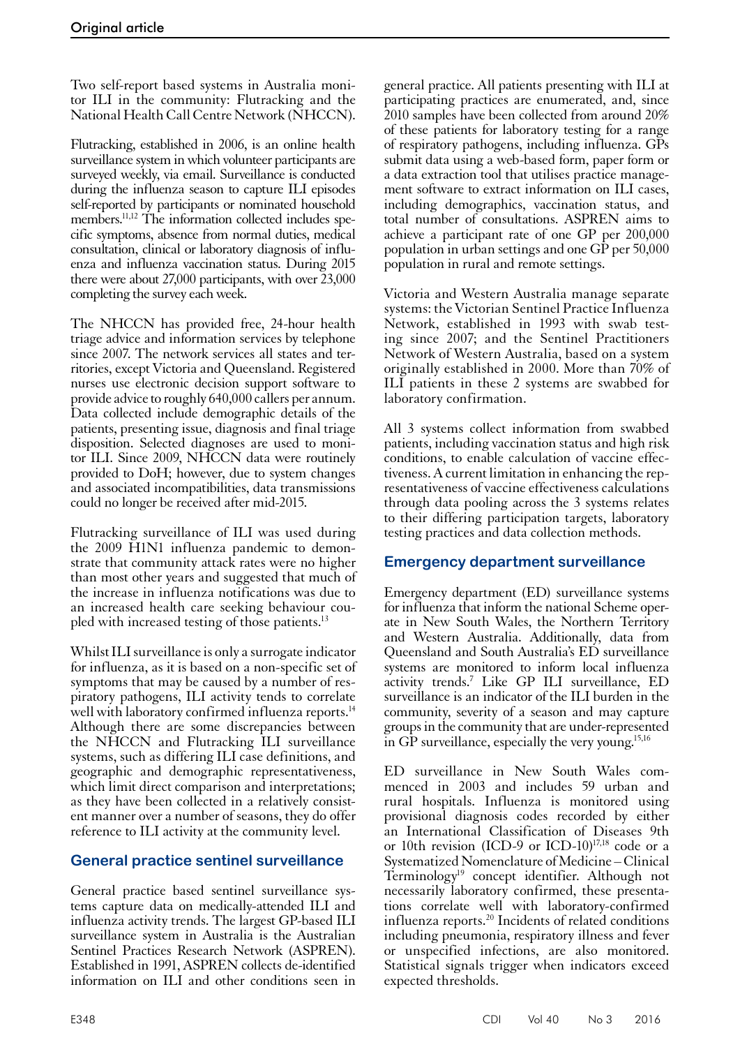Two self-report based systems in Australia monitor ILI in the community: Flutracking and the National Health Call Centre Network (NHCCN).

Flutracking, established in 2006, is an online health surveillance system in which volunteer participants are surveyed weekly, via email. Surveillance is conducted during the influenza season to capture ILI episodes self-reported by participants or nominated household members.[11,12] The information collected includes specific symptoms, absence from normal duties, medical consultation, clinical or laboratory diagnosis of influenza and influenza vaccination status. During 2015 there were about 27,000 participants, with over 23,000 completing the survey each week.

The NHCCN has provided free, 24-hour health triage advice and information services by telephone since 2007. The network services all states and territories, except Victoria and Queensland. Registered nurses use electronic decision support software to provide advice to roughly 640,000 callers per annum. Data collected include demographic details of the patients, presenting issue, diagnosis and final triage disposition. Selected diagnoses are used to monitor ILI. Since 2009, NHCCN data were routinely provided to DoH; however, due to system changes and associated incompatibilities, data transmissions could no longer be received after mid-2015.

Flutracking surveillance of ILI was used during the 2009 H1N1 influenza pandemic to demonstrate that community attack rates were no higher than most other years and suggested that much of the increase in influenza notifications was due to an increased health care seeking behaviour coupled with increased testing of those patients.[13]

Whilst ILI surveillance is only a surrogate indicator for influenza, as it is based on a non-specific set of symptoms that may be caused by a number of respiratory pathogens, ILI activity tends to correlate well with laboratory confirmed influenza reports.[14] Although there are some discrepancies between the NHCCN and Flutracking ILI surveillance systems, such as differing ILI case definitions, and geographic and demographic representativeness, which limit direct comparison and interpretations; as they have been collected in a relatively consistent manner over a number of seasons, they do offer reference to ILI activity at the community level.

## General practice sentinel surveillance

General practice based sentinel surveillance systems capture data on medically-attended ILI and influenza activity trends. The largest GP-based ILI surveillance system in Australia is the Australian Sentinel Practices Research Network (ASPREN). Established in 1991, ASPREN collects de-identified information on ILI and other conditions seen in general practice. All patients presenting with ILI at participating practices are enumerated, and, since 2010 samples have been collected from around 20% of these patients for laboratory testing for a range of respiratory pathogens, including influenza. GPs submit data using a web-based form, paper form or a data extraction tool that utilises practice management software to extract information on ILI cases, including demographics, vaccination status, and total number of consultations. ASPREN aims to achieve a participant rate of one GP per 200,000 population in urban settings and one GP per 50,000 population in rural and remote settings.

Victoria and Western Australia manage separate systems: the Victorian Sentinel Practice Influenza Network, established in 1993 with swab testing since 2007; and the Sentinel Practitioners Network of Western Australia, based on a system originally established in 2000. More than 70% of ILI patients in these 2 systems are swabbed for laboratory confirmation.

All 3 systems collect information from swabbed patients, including vaccination status and high risk conditions, to enable calculation of vaccine effectiveness. A current limitation in enhancing the representativeness of vaccine effectiveness calculations through data pooling across the 3 systems relates to their differing participation targets, laboratory testing practices and data collection methods.

## Emergency department surveillance

Emergency department (ED) surveillance systems for influenza that inform the national Scheme operate in New South Wales, the Northern Territory and Western Australia. Additionally, data from Queensland and South Australia's ED surveillance systems are monitored to inform local influenza activity trends.[7] Like GP ILI surveillance, ED surveillance is an indicator of the ILI burden in the community, severity of a season and may capture groups in the community that are under-represented in GP surveillance, especially the very young.[15,16]

ED surveillance in New South Wales commenced in 2003 and includes 59 urban and rural hospitals. Influenza is monitored using provisional diagnosis codes recorded by either an International Classification of Diseases 9th or 10th revision (ICD-9 or ICD-10)[17,18] code or a Systematized Nomenclature of Medicine – Clinical Terminology[19] concept identifier. Although not necessarily laboratory confirmed, these presentations correlate well with laboratory-confirmed influenza reports.[20] Incidents of related conditions including pneumonia, respiratory illness and fever or unspecified infections, are also monitored. Statistical signals trigger when indicators exceed expected thresholds.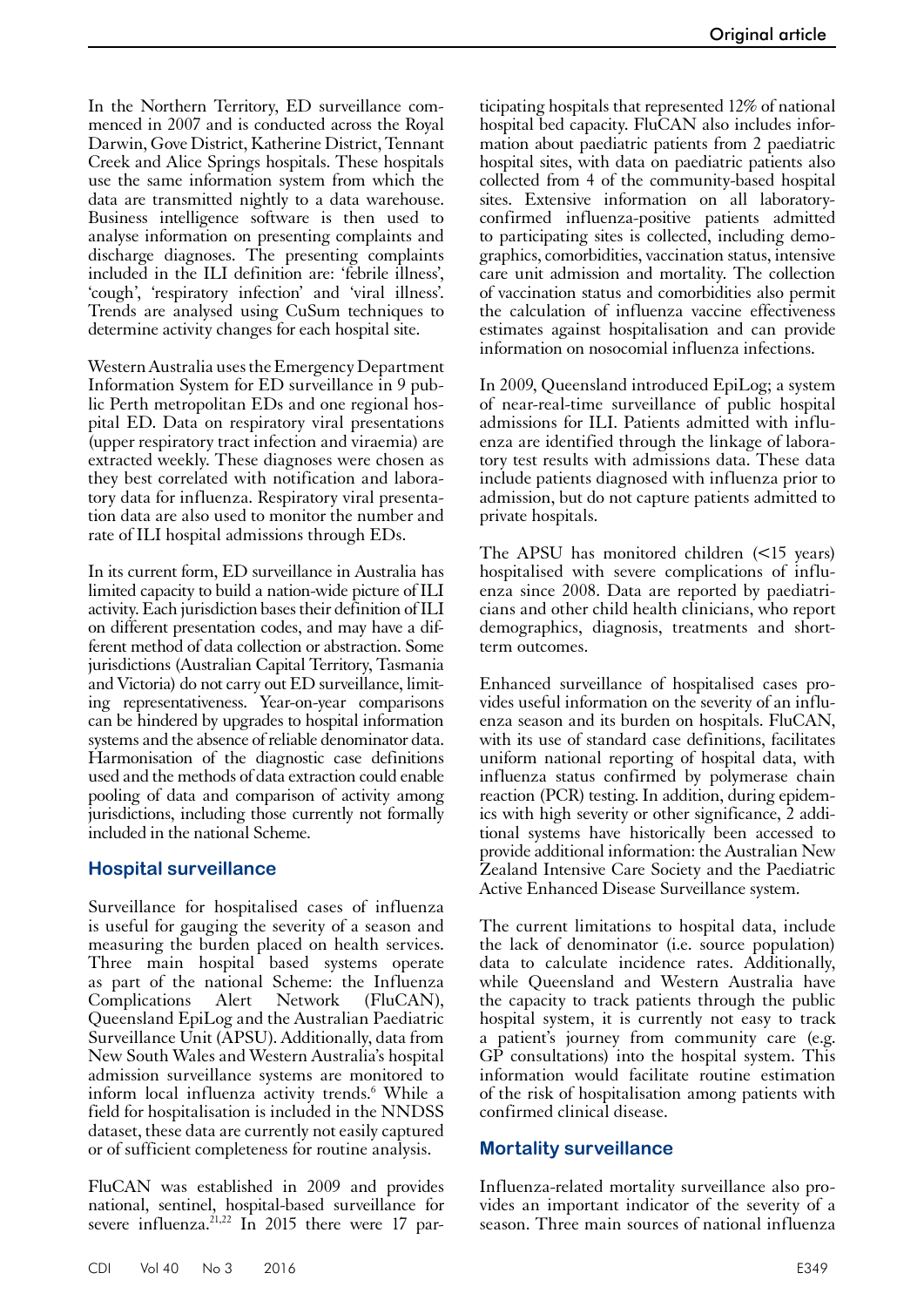In the Northern Territory, ED surveillance commenced in 2007 and is conducted across the Royal Darwin, Gove District, Katherine District, Tennant Creek and Alice Springs hospitals. These hospitals use the same information system from which the data are transmitted nightly to a data warehouse. Business intelligence software is then used to analyse information on presenting complaints and discharge diagnoses. The presenting complaints included in the ILI definition are: 'febrile illness', 'cough', 'respiratory infection' and 'viral illness'. Trends are analysed using CuSum techniques to determine activity changes for each hospital site.

Western Australia uses the Emergency Department Information System for ED surveillance in 9 public Perth metropolitan EDs and one regional hospital ED. Data on respiratory viral presentations (upper respiratory tract infection and viraemia) are extracted weekly. These diagnoses were chosen as they best correlated with notification and laboratory data for influenza. Respiratory viral presentation data are also used to monitor the number and rate of ILI hospital admissions through EDs.

In its current form, ED surveillance in Australia has limited capacity to build a nation-wide picture of ILI activity. Each jurisdiction bases their definition of ILI on different presentation codes, and may have a different method of data collection or abstraction. Some jurisdictions (Australian Capital Territory, Tasmania and Victoria) do not carry out ED surveillance, limiting representativeness. Year-on-year comparisons can be hindered by upgrades to hospital information systems and the absence of reliable denominator data. Harmonisation of the diagnostic case definitions used and the methods of data extraction could enable pooling of data and comparison of activity among jurisdictions, including those currently not formally included in the national Scheme.

## Hospital surveillance

Surveillance for hospitalised cases of influenza is useful for gauging the severity of a season and measuring the burden placed on health services. Three main hospital based systems operate as part of the national Scheme: the Influenza Complications Alert Network (FluCAN), Queensland EpiLog and the Australian Paediatric Surveillance Unit (APSU). Additionally, data from New South Wales and Western Australia's hospital admission surveillance systems are monitored to inform local influenza activity trends.[6] While a field for hospitalisation is included in the NNDSS dataset, these data are currently not easily captured or of sufficient completeness for routine analysis.

FluCAN was established in 2009 and provides national, sentinel, hospital-based surveillance for severe influenza.[21,22] In 2015 there were 17 participating hospitals that represented 12% of national hospital bed capacity. FluCAN also includes information about paediatric patients from 2 paediatric hospital sites, with data on paediatric patients also collected from 4 of the community-based hospital sites. Extensive information on all laboratory-confirmed influenza-positive patients admitted to participating sites is collected, including demographics, comorbidities, vaccination status, intensive care unit admission and mortality. The collection of vaccination status and comorbidities also permit the calculation of influenza vaccine effectiveness estimates against hospitalisation and can provide information on nosocomial influenza infections.

In 2009, Queensland introduced EpiLog; a system of near-real-time surveillance of public hospital admissions for ILI. Patients admitted with influenza are identified through the linkage of laboratory test results with admissions data. These data include patients diagnosed with influenza prior to admission, but do not capture patients admitted to private hospitals.

The APSU has monitored children (<15 years) hospitalised with severe complications of influenza since 2008. Data are reported by paediatricians and other child health clinicians, who report demographics, diagnosis, treatments and short-term outcomes.

Enhanced surveillance of hospitalised cases provides useful information on the severity of an influenza season and its burden on hospitals. FluCAN, with its use of standard case definitions, facilitates uniform national reporting of hospital data, with influenza status confirmed by polymerase chain reaction (PCR) testing. In addition, during epidemics with high severity or other significance, 2 additional systems have historically been accessed to provide additional information: the Australian New Zealand Intensive Care Society and the Paediatric Active Enhanced Disease Surveillance system.

The current limitations to hospital data, include the lack of denominator (i.e. source population) data to calculate incidence rates. Additionally, while Queensland and Western Australia have the capacity to track patients through the public hospital system, it is currently not easy to track a patient's journey from community care (e.g. GP consultations) into the hospital system. This information would facilitate routine estimation of the risk of hospitalisation among patients with confirmed clinical disease.

## Mortality surveillance

Influenza-related mortality surveillance also provides an important indicator of the severity of a season. Three main sources of national influenza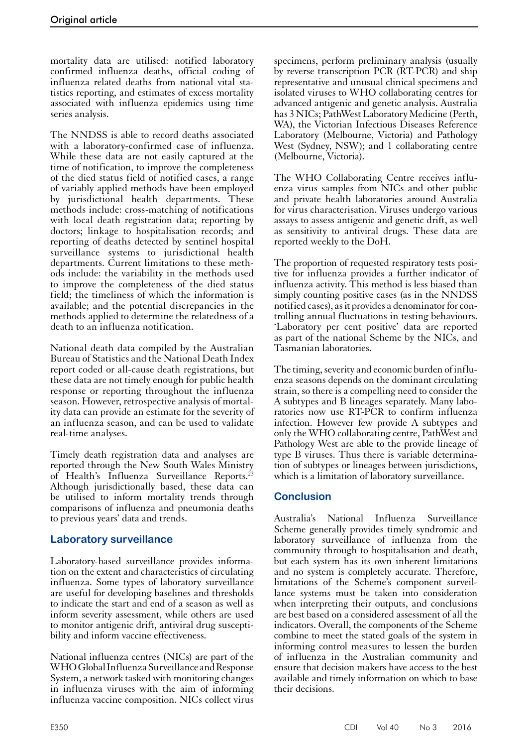mortality data are utilised: notified laboratory confirmed influenza deaths, official coding of influenza related deaths from national vital statistics reporting, and estimates of excess mortality associated with influenza epidemics using time series analysis.

The NNDSS is able to record deaths associated with a laboratory-confirmed case of influenza. While these data are not easily captured at the time of notification, to improve the completeness of the died status field of notified cases, a range of variably applied methods have been employed by jurisdictional health departments. These methods include: cross-matching of notifications with local death registration data; reporting by doctors; linkage to hospitalisation records; and reporting of deaths detected by sentinel hospital surveillance systems to jurisdictional health departments. Current limitations to these methods include: the variability in the methods used to improve the completeness of the died status field; the timeliness of which the information is available; and the potential discrepancies in the methods applied to determine the relatedness of a death to an influenza notification.

National death data compiled by the Australian Bureau of Statistics and the National Death Index report coded or all-cause death registrations, but these data are not timely enough for public health response or reporting throughout the influenza season. However, retrospective analysis of mortality data can provide an estimate for the severity of an influenza season, and can be used to validate real-time analyses.

Timely death registration data and analyses are reported through the New South Wales Ministry of Health's Influenza Surveillance Reports.[23] Although jurisdictionally based, these data can be utilised to inform mortality trends through comparisons of influenza and pneumonia deaths to previous years' data and trends.

## Laboratory surveillance

Laboratory-based surveillance provides information on the extent and characteristics of circulating influenza. Some types of laboratory surveillance are useful for developing baselines and thresholds to indicate the start and end of a season as well as inform severity assessment, while others are used to monitor antigenic drift, antiviral drug susceptibility and inform vaccine effectiveness.

National influenza centres (NICs) are part of the WHO Global Influenza Surveillance and Response System, a network tasked with monitoring changes in influenza viruses with the aim of informing influenza vaccine composition. NICs collect virus specimens, perform preliminary analysis (usually by reverse transcription PCR (RT-PCR) and ship representative and unusual clinical specimens and isolated viruses to WHO collaborating centres for advanced antigenic and genetic analysis. Australia has 3 NICs; PathWest Laboratory Medicine (Perth, WA), the Victorian Infectious Diseases Reference Laboratory (Melbourne, Victoria) and Pathology West (Sydney, NSW); and 1 collaborating centre (Melbourne, Victoria).

The WHO Collaborating Centre receives influenza virus samples from NICs and other public and private health laboratories around Australia for virus characterisation. Viruses undergo various assays to assess antigenic and genetic drift, as well as sensitivity to antiviral drugs. These data are reported weekly to the DoH.

The proportion of requested respiratory tests positive for influenza provides a further indicator of influenza activity. This method is less biased than simply counting positive cases (as in the NNDSS notified cases), as it provides a denominator for controlling annual fluctuations in testing behaviours. 'Laboratory per cent positive' data are reported as part of the national Scheme by the NICs, and Tasmanian laboratories.

The timing, severity and economic burden of influenza seasons depends on the dominant circulating strain, so there is a compelling need to consider the A subtypes and B lineages separately. Many laboratories now use RT-PCR to confirm influenza infection. However few provide A subtypes and only the WHO collaborating centre, PathWest and Pathology West are able to the provide lineage of type B viruses. Thus there is variable determination of subtypes or lineages between jurisdictions, which is a limitation of laboratory surveillance.

## Conclusion

Australia's National Influenza Surveillance Scheme generally provides timely syndromic and laboratory surveillance of influenza from the community through to hospitalisation and death, but each system has its own inherent limitations and no system is completely accurate. Therefore, limitations of the Scheme's component surveillance systems must be taken into consideration when interpreting their outputs, and conclusions are best based on a considered assessment of all the indicators. Overall, the components of the Scheme combine to meet the stated goals of the system in informing control measures to lessen the burden of influenza in the Australian community and ensure that decision makers have access to the best available and timely information on which to base their decisions.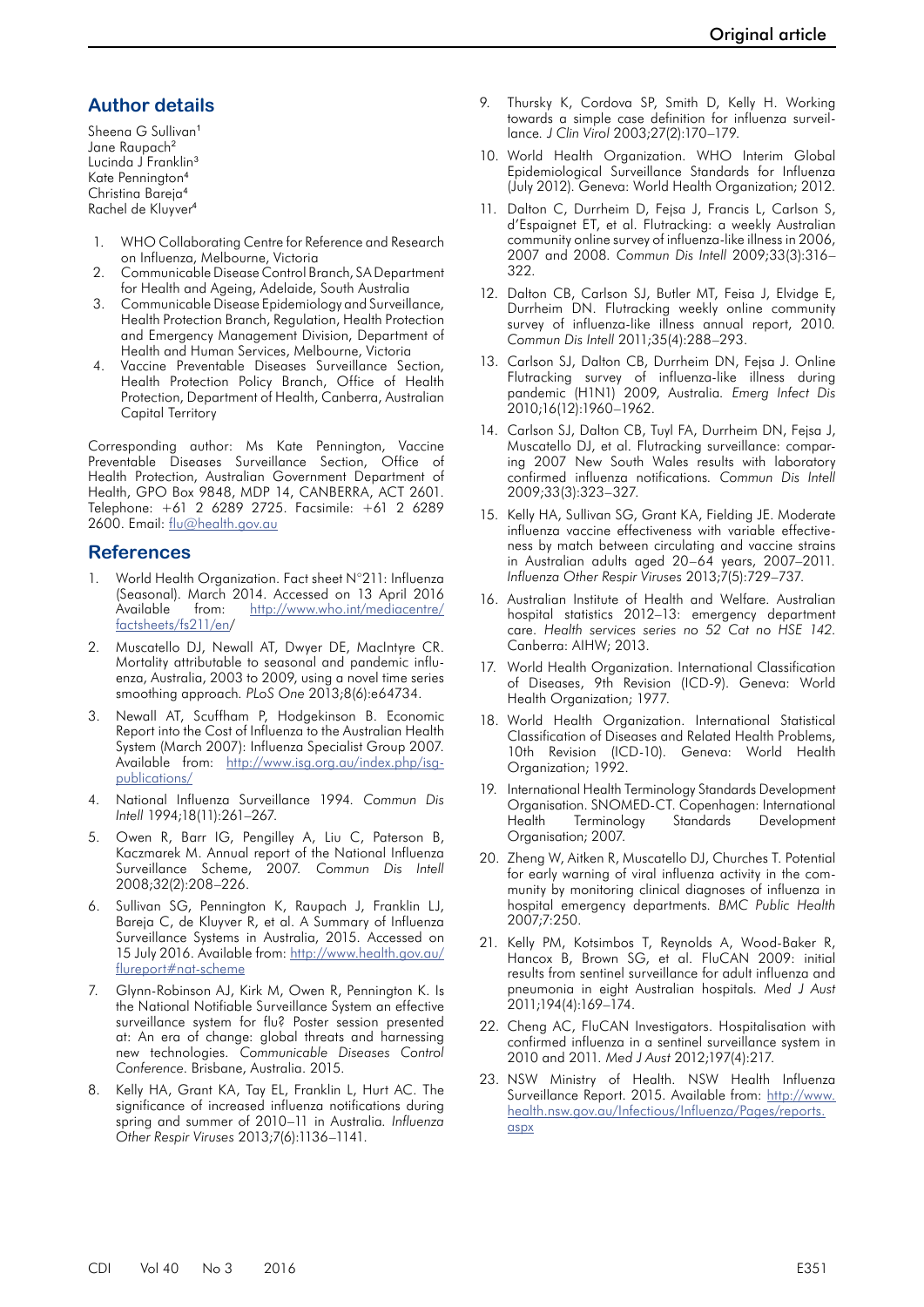## Author details

Sheena G Sullivan[1]
Jane Raupach[2]
Lucinda J Franklin[3]
Kate Pennington[4]
Christina Bareja[4]
Rachel de Kluyver[4]

1. WHO Collaborating Centre for Reference and Research on Influenza, Melbourne, Victoria
2. Communicable Disease Control Branch, SA Department for Health and Ageing, Adelaide, South Australia
3. Communicable Disease Epidemiology and Surveillance, Health Protection Branch, Regulation, Health Protection and Emergency Management Division, Department of Health and Human Services, Melbourne, Victoria
4. Vaccine Preventable Diseases Surveillance Section, Health Protection Policy Branch, Office of Health Protection, Department of Health, Canberra, Australian Capital Territory

Corresponding author: Ms Kate Pennington, Vaccine Preventable Diseases Surveillance Section, Office of Health Protection, Australian Government Department of Health, GPO Box 9848, MDP 14, CANBERRA, ACT 2601. Telephone: +61 2 6289 2725. Facsimile: +61 2 6289 2600. Email: flu@health.gov.au

## References

1. World Health Organization. Fact sheet N°211: Influenza (Seasonal). March 2014. Accessed on 13 April 2016 Available from: http://www.who.int/mediacentre/factsheets/fs211/en/
2. Muscatello DJ, Newall AT, Dwyer DE, MacIntyre CR. Mortality attributable to seasonal and pandemic influenza, Australia, 2003 to 2009, using a novel time series smoothing approach. *PLoS One* 2013;8(6):e64734.
3. Newall AT, Scuffham P, Hodgekinson B. Economic Report into the Cost of Influenza to the Australian Health System (March 2007): Influenza Specialist Group 2007. Available from: http://www.isg.org.au/index.php/isg-publications/
4. National Influenza Surveillance 1994. *Commun Dis Intell* 1994;18(11):261–267.
5. Owen R, Barr IG, Pengilley A, Liu C, Paterson B, Kaczmarek M. Annual report of the National Influenza Surveillance Scheme, 2007. *Commun Dis Intell* 2008;32(2):208–226.
6. Sullivan SG, Pennington K, Raupach J, Franklin LJ, Bareja C, de Kluyver R, et al. A Summary of Influenza Surveillance Systems in Australia, 2015. Accessed on 15 July 2016. Available from: http://www.health.gov.au/flureport#nat-scheme
7. Glynn-Robinson AJ, Kirk M, Owen R, Pennington K. Is the National Notifiable Surveillance System an effective surveillance system for flu? Poster session presented at: An era of change: global threats and harnessing new technologies. *Communicable Diseases Control Conference*. Brisbane, Australia. 2015.
8. Kelly HA, Grant KA, Tay EL, Franklin L, Hurt AC. The significance of increased influenza notifications during spring and summer of 2010–11 in Australia. *Influenza Other Respir Viruses* 2013;7(6):1136–1141.
9. Thursky K, Cordova SP, Smith D, Kelly H. Working towards a simple case definition for influenza surveillance. *J Clin Virol* 2003;27(2):170–179.
10. World Health Organization. WHO Interim Global Epidemiological Surveillance Standards for Influenza (July 2012). Geneva: World Health Organization; 2012.
11. Dalton C, Durrheim D, Fejsa J, Francis L, Carlson S, d'Espaignet ET, et al. Flutracking: a weekly Australian community online survey of influenza-like illness in 2006, 2007 and 2008. *Commun Dis Intell* 2009;33(3):316–322.
12. Dalton CB, Carlson SJ, Butler MT, Feisa J, Elvidge E, Durrheim DN. Flutracking weekly online community survey of influenza-like illness annual report, 2010. *Commun Dis Intell* 2011;35(4):288–293.
13. Carlson SJ, Dalton CB, Durrheim DN, Fejsa J. Online Flutracking survey of influenza-like illness during pandemic (H1N1) 2009, Australia. *Emerg Infect Dis* 2010;16(12):1960–1962.
14. Carlson SJ, Dalton CB, Tuyl FA, Durrheim DN, Fejsa J, Muscatello DJ, et al. Flutracking surveillance: comparing 2007 New South Wales results with laboratory confirmed influenza notifications. *Commun Dis Intell* 2009;33(3):323–327.
15. Kelly HA, Sullivan SG, Grant KA, Fielding JE. Moderate influenza vaccine effectiveness with variable effectiveness by match between circulating and vaccine strains in Australian adults aged 20–64 years, 2007–2011. *Influenza Other Respir Viruses* 2013;7(5):729–737.
16. Australian Institute of Health and Welfare. Australian hospital statistics 2012–13: emergency department care. *Health services series no 52 Cat no HSE 142*. Canberra: AIHW; 2013.
17. World Health Organization. International Classification of Diseases, 9th Revision (ICD-9). Geneva: World Health Organization; 1977.
18. World Health Organization. International Statistical Classification of Diseases and Related Health Problems, 10th Revision (ICD-10). Geneva: World Health Organization; 1992.
19. International Health Terminology Standards Development Organisation. SNOMED-CT. Copenhagen: International Health Terminology Standards Development Organisation; 2007.
20. Zheng W, Aitken R, Muscatello DJ, Churches T. Potential for early warning of viral influenza activity in the community by monitoring clinical diagnoses of influenza in hospital emergency departments. *BMC Public Health* 2007;7:250.
21. Kelly PM, Kotsimbos T, Reynolds A, Wood-Baker R, Hancox B, Brown SG, et al. FluCAN 2009: initial results from sentinel surveillance for adult influenza and pneumonia in eight Australian hospitals. *Med J Aust* 2011;194(4):169–174.
22. Cheng AC, FluCAN Investigators. Hospitalisation with confirmed influenza in a sentinel surveillance system in 2010 and 2011. *Med J Aust* 2012;197(4):217.
23. NSW Ministry of Health. NSW Health Influenza Surveillance Report. 2015. Available from: http://www.health.nsw.gov.au/Infectious/Influenza/Pages/reports.aspx